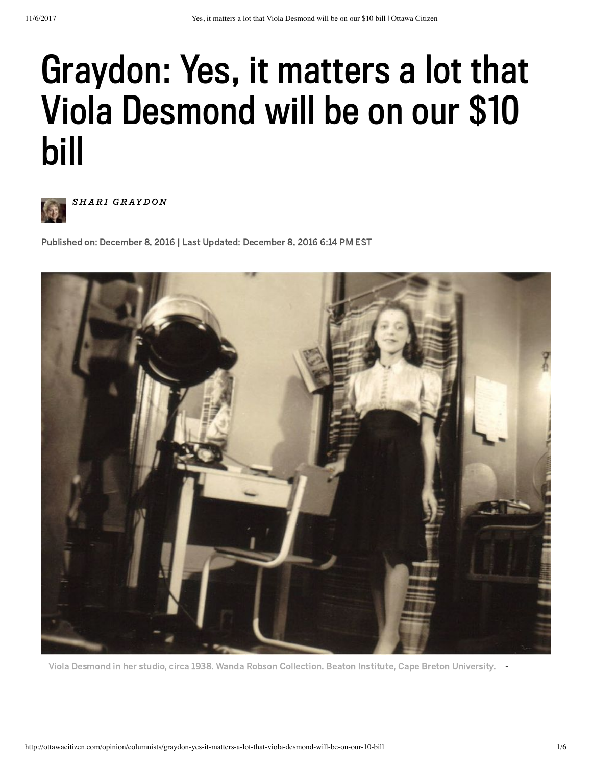# Graydon: Yes, it matters a lot that Viola Desmond will be on our $10 bill

***SHARI GRAYDON***

Published on: December 8, 2016 | Last Updated: December 8, 2016 6:14 PM EST

Viola Desmond in her studio, circa 1938. Wanda Robson Collection. Beaton Institute, Cape Breton University. -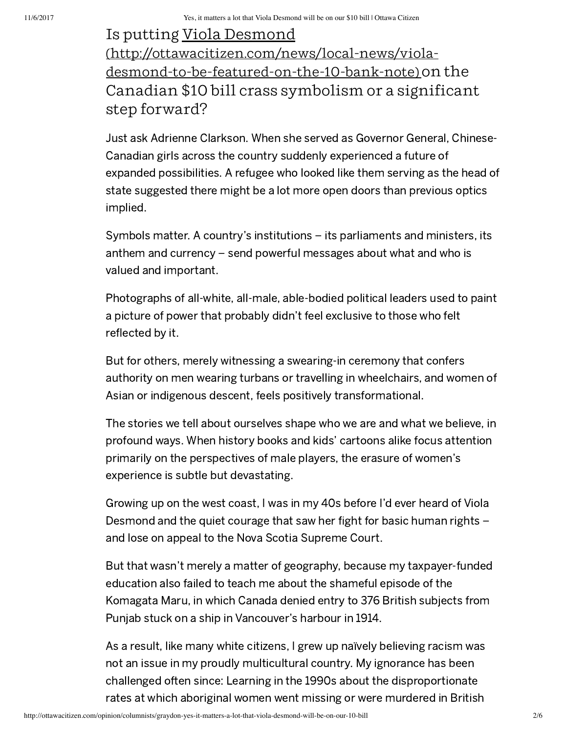Is putting [Viola Desmond (http://ottawacitizen.com/news/local-news/viola-desmond-to-be-featured-on-the-10-bank-note)](http://ottawacitizen.com/news/local-news/viola-desmond-to-be-featured-on-the-10-bank-note) on the Canadian $10 bill crass symbolism or a significant step forward?

Just ask Adrienne Clarkson. When she served as Governor General, Chinese-Canadian girls across the country suddenly experienced a future of expanded possibilities. A refugee who looked like them serving as the head of state suggested there might be a lot more open doors than previous optics implied.

Symbols matter. A country's institutions – its parliaments and ministers, its anthem and currency – send powerful messages about what and who is valued and important.

Photographs of all-white, all-male, able-bodied political leaders used to paint a picture of power that probably didn't feel exclusive to those who felt reflected by it.

But for others, merely witnessing a swearing-in ceremony that confers authority on men wearing turbans or travelling in wheelchairs, and women of Asian or indigenous descent, feels positively transformational.

The stories we tell about ourselves shape who we are and what we believe, in profound ways. When history books and kids' cartoons alike focus attention primarily on the perspectives of male players, the erasure of women's experience is subtle but devastating.

Growing up on the west coast, I was in my 40s before I'd ever heard of Viola Desmond and the quiet courage that saw her fight for basic human rights – and lose on appeal to the Nova Scotia Supreme Court.

But that wasn't merely a matter of geography, because my taxpayer-funded education also failed to teach me about the shameful episode of the Komagata Maru, in which Canada denied entry to 376 British subjects from Punjab stuck on a ship in Vancouver's harbour in 1914.

As a result, like many white citizens, I grew up naïvely believing racism was not an issue in my proudly multicultural country. My ignorance has been challenged often since: Learning in the 1990s about the disproportionate rates at which aboriginal women went missing or were murdered in British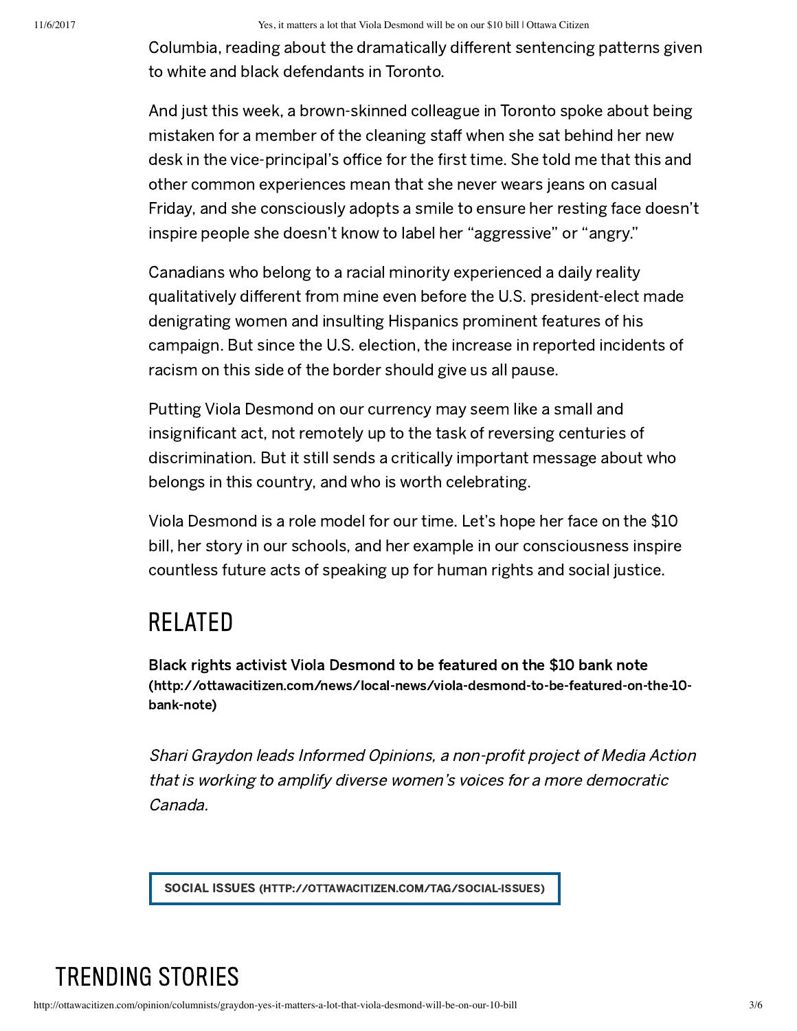Columbia, reading about the dramatically different sentencing patterns given to white and black defendants in Toronto.

And just this week, a brown-skinned colleague in Toronto spoke about being mistaken for a member of the cleaning staff when she sat behind her new desk in the vice-principal's office for the first time. She told me that this and other common experiences mean that she never wears jeans on casual Friday, and she consciously adopts a smile to ensure her resting face doesn't inspire people she doesn't know to label her "aggressive" or "angry."

Canadians who belong to a racial minority experienced a daily reality qualitatively different from mine even before the U.S. president-elect made denigrating women and insulting Hispanics prominent features of his campaign. But since the U.S. election, the increase in reported incidents of racism on this side of the border should give us all pause.

Putting Viola Desmond on our currency may seem like a small and insignificant act, not remotely up to the task of reversing centuries of discrimination. But it still sends a critically important message about who belongs in this country, and who is worth celebrating.

Viola Desmond is a role model for our time. Let's hope her face on the $10 bill, her story in our schools, and her example in our consciousness inspire countless future acts of speaking up for human rights and social justice.

## RELATED

**Black rights activist Viola Desmond to be featured on the $10 bank note (http://ottawacitizen.com/news/local-news/viola-desmond-to-be-featured-on-the-10-bank-note)**

*Shari Graydon leads Informed Opinions, a non-profit project of Media Action that is working to amplify diverse women's voices for a more democratic Canada.*

**SOCIAL ISSUES (HTTP://OTTAWACITIZEN.COM/TAG/SOCIAL-ISSUES)**

## TRENDING STORIES